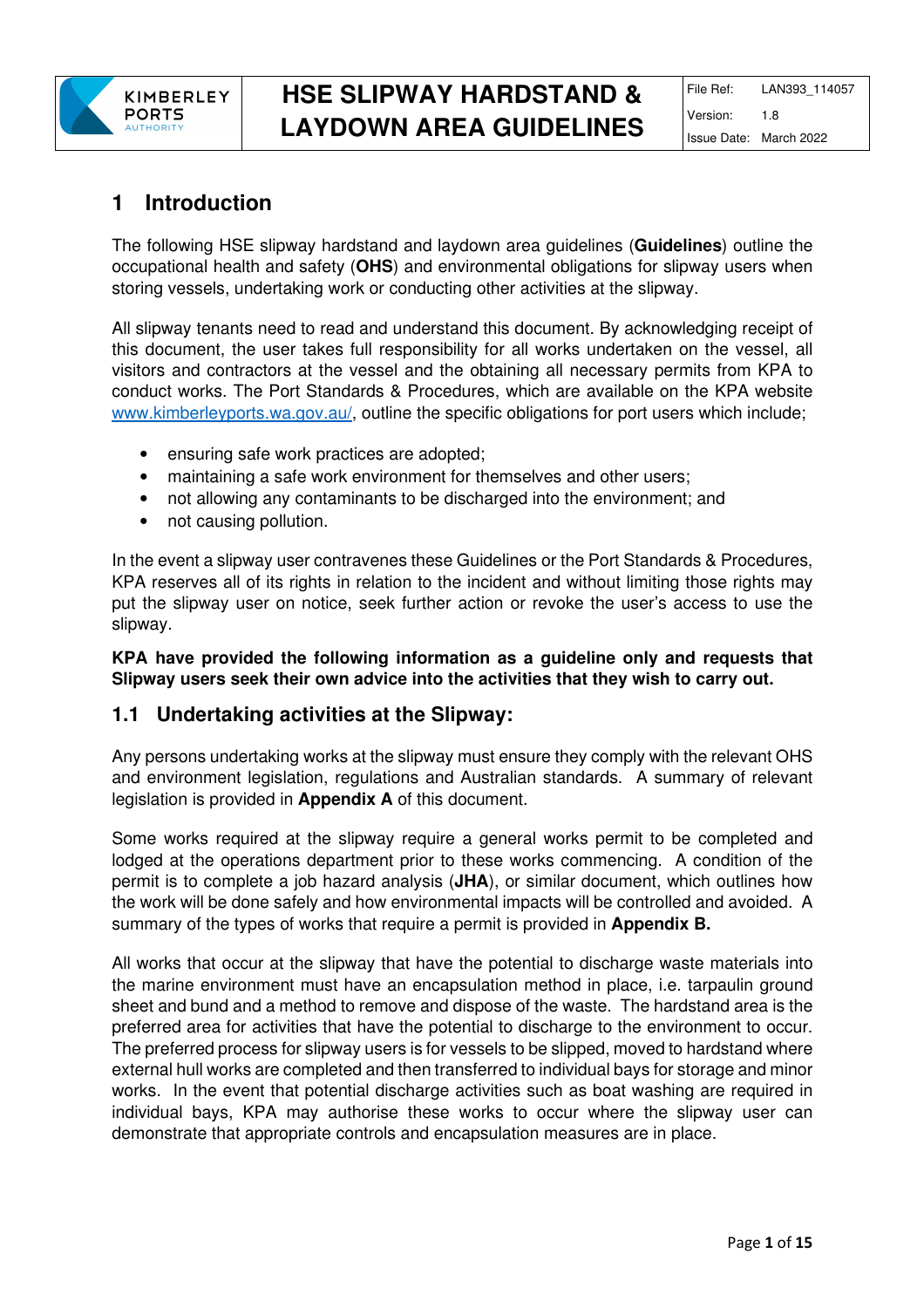# 1 Introduction

The following HSE slipway hardstand and laydown area guidelines (**Guidelines**) outline the occupational health and safety (**OHS**) and environmental obligations for slipway users when storing vessels, undertaking work or conducting other activities at the slipway.

All slipway tenants need to read and understand this document. By acknowledging receipt of this document, the user takes full responsibility for all works undertaken on the vessel, all visitors and contractors at the vessel and the obtaining all necessary permits from KPA to conduct works. The Port Standards & Procedures, which are available on the KPA website [www.kimberleyports.wa.gov.au/](www.kimberleyports.wa.gov.au/), outline the specific obligations for port users which include;

- ensuring safe work practices are adopted;
- maintaining a safe work environment for themselves and other users;
- not allowing any contaminants to be discharged into the environment; and
- not causing pollution.

In the event a slipway user contravenes these Guidelines or the Port Standards & Procedures, KPA reserves all of its rights in relation to the incident and without limiting those rights may put the slipway user on notice, seek further action or revoke the user's access to use the slipway.

**KPA have provided the following information as a guideline only and requests that Slipway users seek their own advice into the activities that they wish to carry out.**

## 1.1 Undertaking activities at the Slipway:

Any persons undertaking works at the slipway must ensure they comply with the relevant OHS and environment legislation, regulations and Australian standards. A summary of relevant legislation is provided in **Appendix A** of this document.

Some works required at the slipway require a general works permit to be completed and lodged at the operations department prior to these works commencing. A condition of the permit is to complete a job hazard analysis (**JHA**), or similar document, which outlines how the work will be done safely and how environmental impacts will be controlled and avoided. A summary of the types of works that require a permit is provided in **Appendix B.**

All works that occur at the slipway that have the potential to discharge waste materials into the marine environment must have an encapsulation method in place, i.e. tarpaulin ground sheet and bund and a method to remove and dispose of the waste. The hardstand area is the preferred area for activities that have the potential to discharge to the environment to occur. The preferred process for slipway users is for vessels to be slipped, moved to hardstand where external hull works are completed and then transferred to individual bays for storage and minor works. In the event that potential discharge activities such as boat washing are required in individual bays, KPA may authorise these works to occur where the slipway user can demonstrate that appropriate controls and encapsulation measures are in place.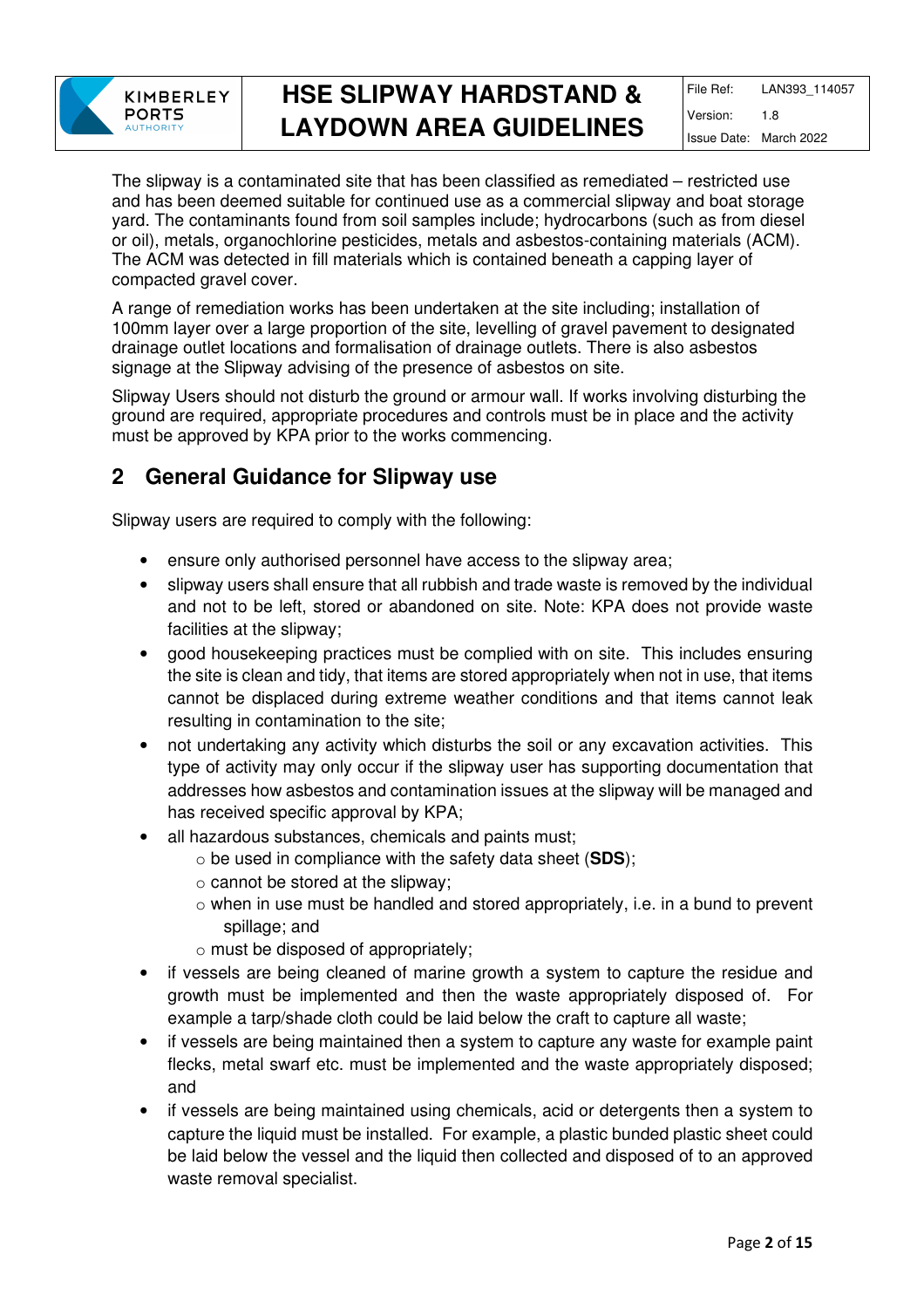The slipway is a contaminated site that has been classified as remediated – restricted use and has been deemed suitable for continued use as a commercial slipway and boat storage yard. The contaminants found from soil samples include; hydrocarbons (such as from diesel or oil), metals, organochlorine pesticides, metals and asbestos-containing materials (ACM). The ACM was detected in fill materials which is contained beneath a capping layer of compacted gravel cover.

A range of remediation works has been undertaken at the site including; installation of 100mm layer over a large proportion of the site, levelling of gravel pavement to designated drainage outlet locations and formalisation of drainage outlets. There is also asbestos signage at the Slipway advising of the presence of asbestos on site.

Slipway Users should not disturb the ground or armour wall. If works involving disturbing the ground are required, appropriate procedures and controls must be in place and the activity must be approved by KPA prior to the works commencing.

## 2 General Guidance for Slipway use

Slipway users are required to comply with the following:

- ensure only authorised personnel have access to the slipway area;
- slipway users shall ensure that all rubbish and trade waste is removed by the individual and not to be left, stored or abandoned on site. Note: KPA does not provide waste facilities at the slipway;
- good housekeeping practices must be complied with on site. This includes ensuring the site is clean and tidy, that items are stored appropriately when not in use, that items cannot be displaced during extreme weather conditions and that items cannot leak resulting in contamination to the site;
- not undertaking any activity which disturbs the soil or any excavation activities. This type of activity may only occur if the slipway user has supporting documentation that addresses how asbestos and contamination issues at the slipway will be managed and has received specific approval by KPA;
- all hazardous substances, chemicals and paints must;
  - be used in compliance with the safety data sheet (**SDS**);
  - cannot be stored at the slipway;
  - when in use must be handled and stored appropriately, i.e. in a bund to prevent spillage; and
  - must be disposed of appropriately;
- if vessels are being cleaned of marine growth a system to capture the residue and growth must be implemented and then the waste appropriately disposed of. For example a tarp/shade cloth could be laid below the craft to capture all waste;
- if vessels are being maintained then a system to capture any waste for example paint flecks, metal swarf etc. must be implemented and the waste appropriately disposed; and
- if vessels are being maintained using chemicals, acid or detergents then a system to capture the liquid must be installed. For example, a plastic bunded plastic sheet could be laid below the vessel and the liquid then collected and disposed of to an approved waste removal specialist.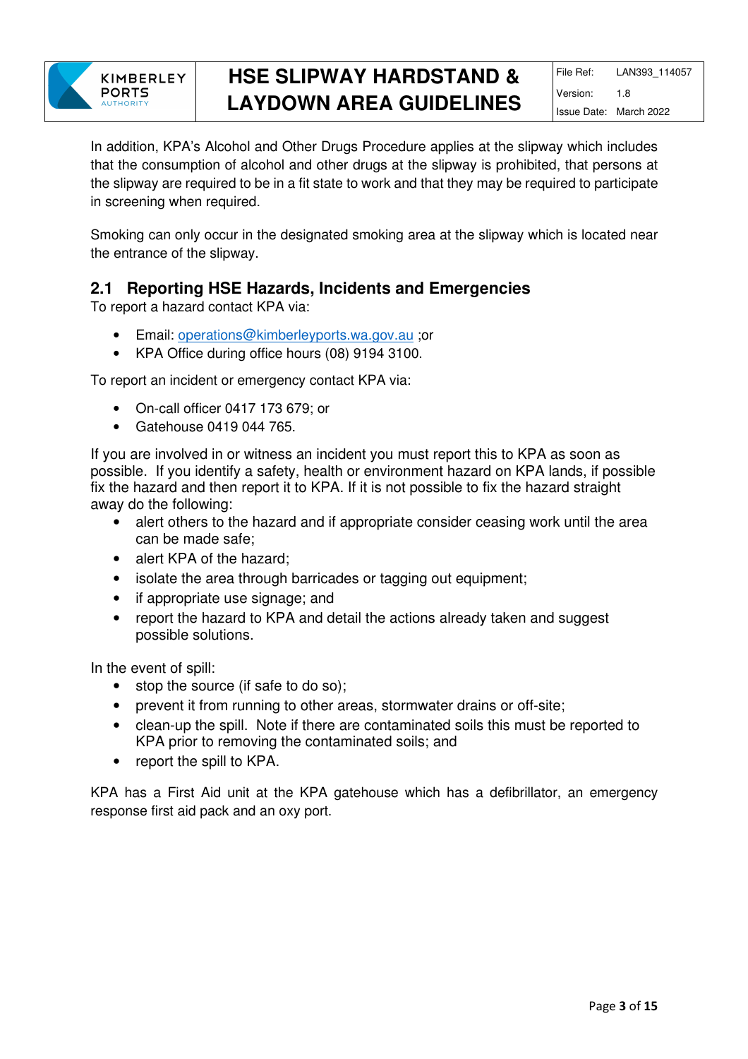In addition, KPA's Alcohol and Other Drugs Procedure applies at the slipway which includes that the consumption of alcohol and other drugs at the slipway is prohibited, that persons at the slipway are required to be in a fit state to work and that they may be required to participate in screening when required.

Smoking can only occur in the designated smoking area at the slipway which is located near the entrance of the slipway.

## 2.1 Reporting HSE Hazards, Incidents and Emergencies

To report a hazard contact KPA via:

- Email: operations@kimberleyports.wa.gov.au ;or
- KPA Office during office hours (08) 9194 3100.

To report an incident or emergency contact KPA via:

- On-call officer 0417 173 679; or
- Gatehouse 0419 044 765.

If you are involved in or witness an incident you must report this to KPA as soon as possible. If you identify a safety, health or environment hazard on KPA lands, if possible fix the hazard and then report it to KPA. If it is not possible to fix the hazard straight away do the following:

- alert others to the hazard and if appropriate consider ceasing work until the area can be made safe;
- alert KPA of the hazard;
- isolate the area through barricades or tagging out equipment;
- if appropriate use signage; and
- report the hazard to KPA and detail the actions already taken and suggest possible solutions.

In the event of spill:

- stop the source (if safe to do so);
- prevent it from running to other areas, stormwater drains or off-site;
- clean-up the spill. Note if there are contaminated soils this must be reported to KPA prior to removing the contaminated soils; and
- report the spill to KPA.

KPA has a First Aid unit at the KPA gatehouse which has a defibrillator, an emergency response first aid pack and an oxy port.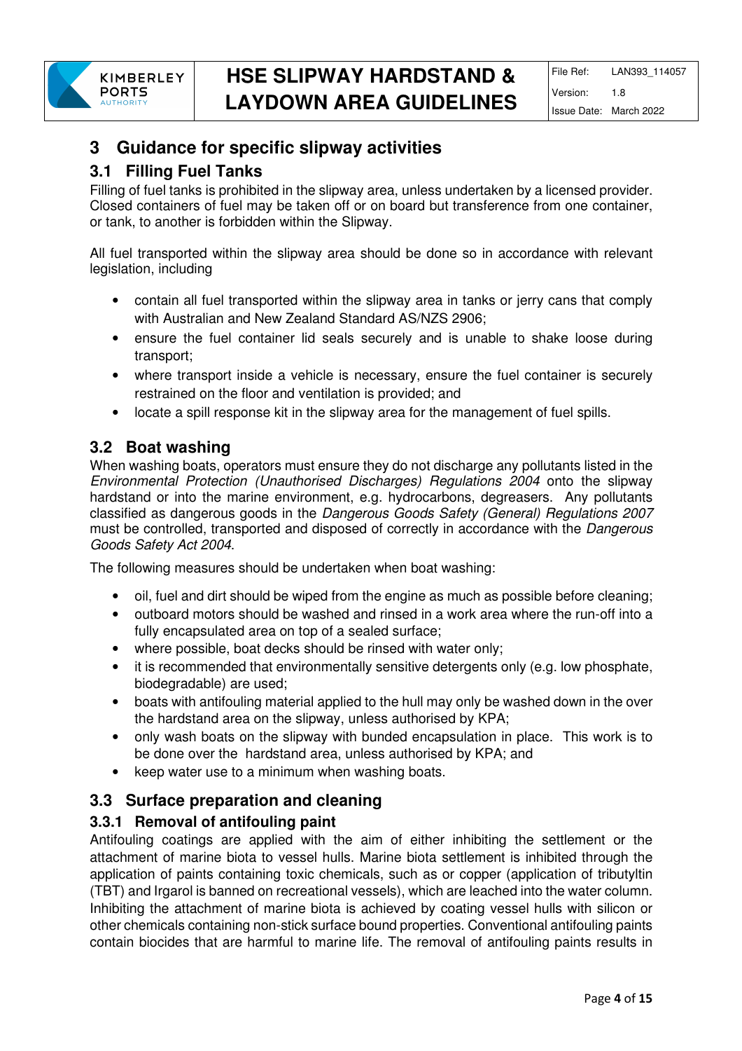# 3 Guidance for specific slipway activities

## 3.1 Filling Fuel Tanks

Filling of fuel tanks is prohibited in the slipway area, unless undertaken by a licensed provider. Closed containers of fuel may be taken off or on board but transference from one container, or tank, to another is forbidden within the Slipway.

All fuel transported within the slipway area should be done so in accordance with relevant legislation, including

- contain all fuel transported within the slipway area in tanks or jerry cans that comply with Australian and New Zealand Standard AS/NZS 2906;
- ensure the fuel container lid seals securely and is unable to shake loose during transport;
- where transport inside a vehicle is necessary, ensure the fuel container is securely restrained on the floor and ventilation is provided; and
- locate a spill response kit in the slipway area for the management of fuel spills.

## 3.2 Boat washing

When washing boats, operators must ensure they do not discharge any pollutants listed in the *Environmental Protection (Unauthorised Discharges) Regulations 2004* onto the slipway hardstand or into the marine environment, e.g. hydrocarbons, degreasers. Any pollutants classified as dangerous goods in the *Dangerous Goods Safety (General) Regulations 2007* must be controlled, transported and disposed of correctly in accordance with the *Dangerous Goods Safety Act 2004.*

The following measures should be undertaken when boat washing:

- oil, fuel and dirt should be wiped from the engine as much as possible before cleaning;
- outboard motors should be washed and rinsed in a work area where the run-off into a fully encapsulated area on top of a sealed surface;
- where possible, boat decks should be rinsed with water only;
- it is recommended that environmentally sensitive detergents only (e.g. low phosphate, biodegradable) are used;
- boats with antifouling material applied to the hull may only be washed down in the over the hardstand area on the slipway, unless authorised by KPA;
- only wash boats on the slipway with bunded encapsulation in place. This work is to be done over the hardstand area, unless authorised by KPA; and
- keep water use to a minimum when washing boats.

## 3.3 Surface preparation and cleaning

### 3.3.1 Removal of antifouling paint

Antifouling coatings are applied with the aim of either inhibiting the settlement or the attachment of marine biota to vessel hulls. Marine biota settlement is inhibited through the application of paints containing toxic chemicals, such as or copper (application of tributyltin (TBT) and Irgarol is banned on recreational vessels), which are leached into the water column. Inhibiting the attachment of marine biota is achieved by coating vessel hulls with silicon or other chemicals containing non-stick surface bound properties. Conventional antifouling paints contain biocides that are harmful to marine life. The removal of antifouling paints results in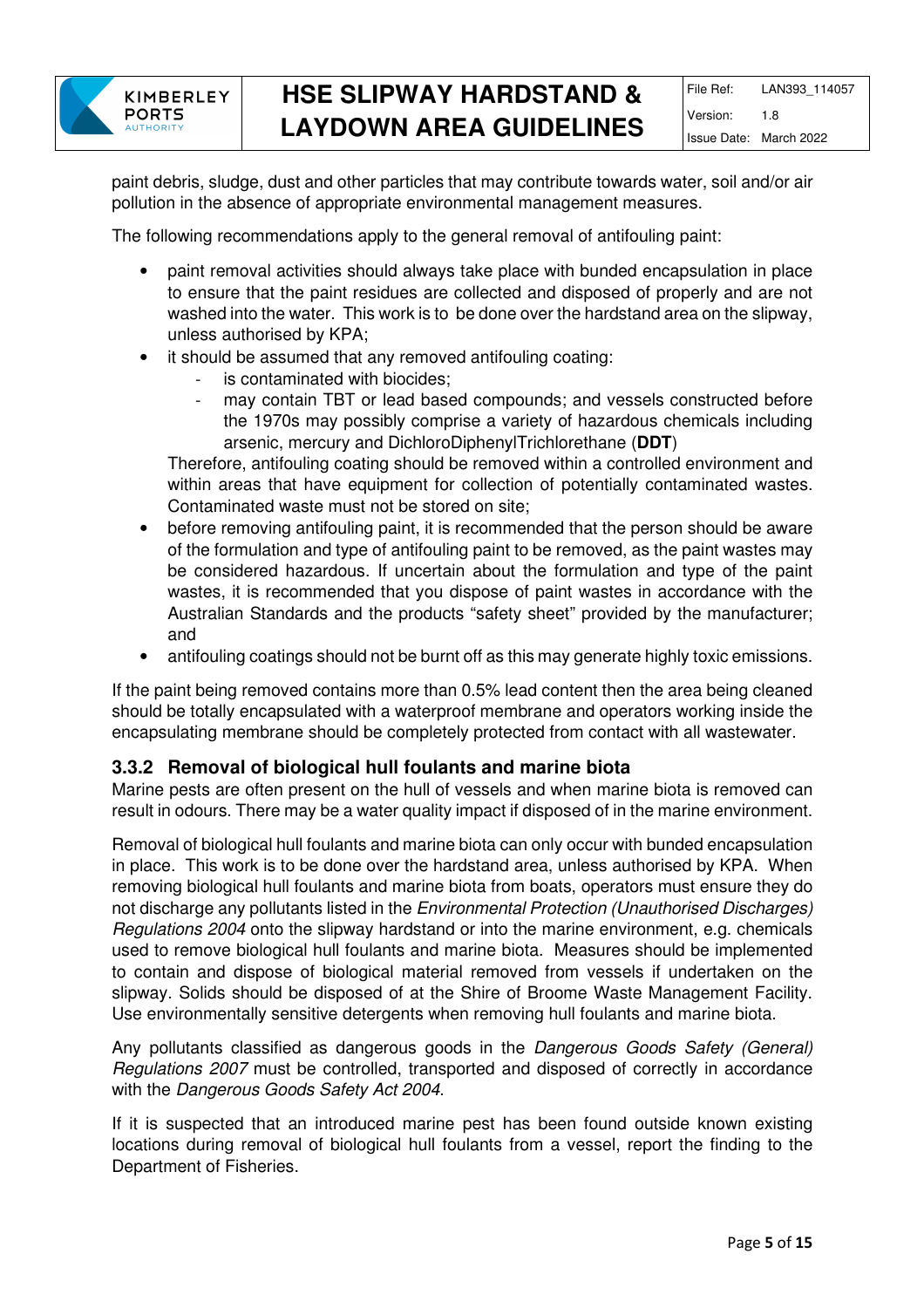paint debris, sludge, dust and other particles that may contribute towards water, soil and/or air pollution in the absence of appropriate environmental management measures.

The following recommendations apply to the general removal of antifouling paint:

- paint removal activities should always take place with bunded encapsulation in place to ensure that the paint residues are collected and disposed of properly and are not washed into the water. This work is to be done over the hardstand area on the slipway, unless authorised by KPA;
- it should be assumed that any removed antifouling coating:
  - is contaminated with biocides;
  - may contain TBT or lead based compounds; and vessels constructed before the 1970s may possibly comprise a variety of hazardous chemicals including arsenic, mercury and DichloroDiphenylTrichlorethane (**DDT**)

  Therefore, antifouling coating should be removed within a controlled environment and within areas that have equipment for collection of potentially contaminated wastes. Contaminated waste must not be stored on site;
- before removing antifouling paint, it is recommended that the person should be aware of the formulation and type of antifouling paint to be removed, as the paint wastes may be considered hazardous. If uncertain about the formulation and type of the paint wastes, it is recommended that you dispose of paint wastes in accordance with the Australian Standards and the products "safety sheet" provided by the manufacturer; and
- antifouling coatings should not be burnt off as this may generate highly toxic emissions.

If the paint being removed contains more than 0.5% lead content then the area being cleaned should be totally encapsulated with a waterproof membrane and operators working inside the encapsulating membrane should be completely protected from contact with all wastewater.

### 3.3.2 Removal of biological hull foulants and marine biota

Marine pests are often present on the hull of vessels and when marine biota is removed can result in odours. There may be a water quality impact if disposed of in the marine environment.

Removal of biological hull foulants and marine biota can only occur with bunded encapsulation in place. This work is to be done over the hardstand area, unless authorised by KPA. When removing biological hull foulants and marine biota from boats, operators must ensure they do not discharge any pollutants listed in the *Environmental Protection (Unauthorised Discharges) Regulations 2004* onto the slipway hardstand or into the marine environment, e.g. chemicals used to remove biological hull foulants and marine biota. Measures should be implemented to contain and dispose of biological material removed from vessels if undertaken on the slipway. Solids should be disposed of at the Shire of Broome Waste Management Facility. Use environmentally sensitive detergents when removing hull foulants and marine biota.

Any pollutants classified as dangerous goods in the *Dangerous Goods Safety (General) Regulations 2007* must be controlled, transported and disposed of correctly in accordance with the *Dangerous Goods Safety Act 2004*.

If it is suspected that an introduced marine pest has been found outside known existing locations during removal of biological hull foulants from a vessel, report the finding to the Department of Fisheries.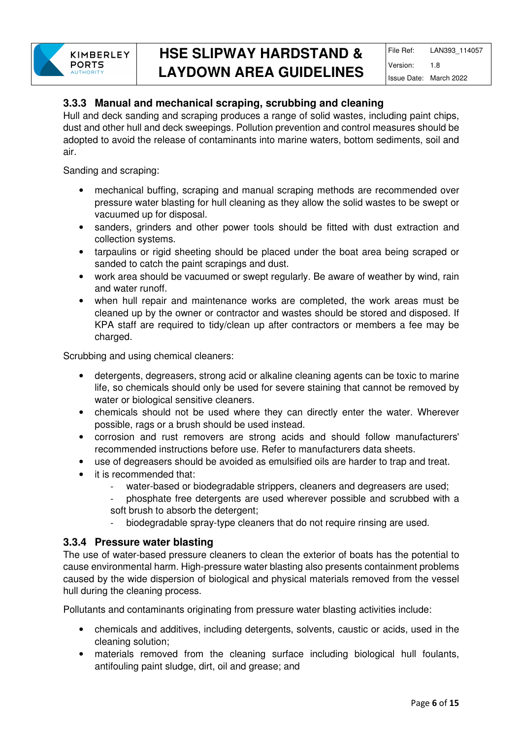### 3.3.3 Manual and mechanical scraping, scrubbing and cleaning

Hull and deck sanding and scraping produces a range of solid wastes, including paint chips, dust and other hull and deck sweepings. Pollution prevention and control measures should be adopted to avoid the release of contaminants into marine waters, bottom sediments, soil and air.

Sanding and scraping:

- mechanical buffing, scraping and manual scraping methods are recommended over pressure water blasting for hull cleaning as they allow the solid wastes to be swept or vacuumed up for disposal.
- sanders, grinders and other power tools should be fitted with dust extraction and collection systems.
- tarpaulins or rigid sheeting should be placed under the boat area being scraped or sanded to catch the paint scrapings and dust.
- work area should be vacuumed or swept regularly. Be aware of weather by wind, rain and water runoff.
- when hull repair and maintenance works are completed, the work areas must be cleaned up by the owner or contractor and wastes should be stored and disposed. If KPA staff are required to tidy/clean up after contractors or members a fee may be charged.

Scrubbing and using chemical cleaners:

- detergents, degreasers, strong acid or alkaline cleaning agents can be toxic to marine life, so chemicals should only be used for severe staining that cannot be removed by water or biological sensitive cleaners.
- chemicals should not be used where they can directly enter the water. Wherever possible, rags or a brush should be used instead.
- corrosion and rust removers are strong acids and should follow manufacturers' recommended instructions before use. Refer to manufacturers data sheets.
- use of degreasers should be avoided as emulsified oils are harder to trap and treat.
- it is recommended that:
  - water-based or biodegradable strippers, cleaners and degreasers are used;
  - phosphate free detergents are used wherever possible and scrubbed with a soft brush to absorb the detergent;
  - biodegradable spray-type cleaners that do not require rinsing are used.

### 3.3.4 Pressure water blasting

The use of water-based pressure cleaners to clean the exterior of boats has the potential to cause environmental harm. High-pressure water blasting also presents containment problems caused by the wide dispersion of biological and physical materials removed from the vessel hull during the cleaning process.

Pollutants and contaminants originating from pressure water blasting activities include:

- chemicals and additives, including detergents, solvents, caustic or acids, used in the cleaning solution;
- materials removed from the cleaning surface including biological hull foulants, antifouling paint sludge, dirt, oil and grease; and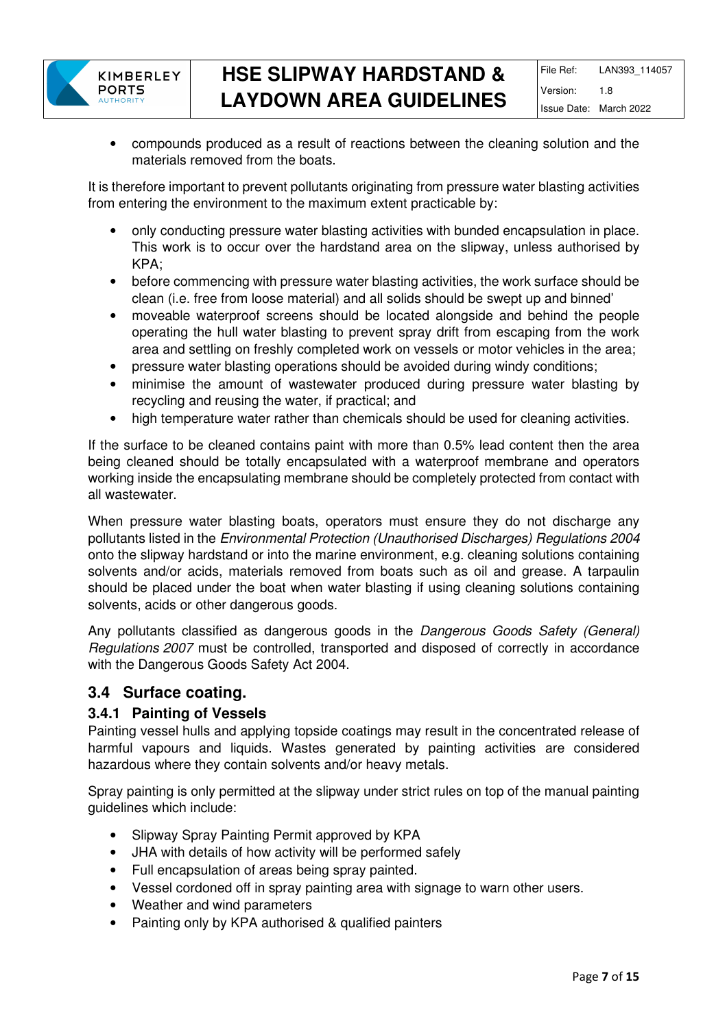- compounds produced as a result of reactions between the cleaning solution and the materials removed from the boats.

It is therefore important to prevent pollutants originating from pressure water blasting activities from entering the environment to the maximum extent practicable by:

- only conducting pressure water blasting activities with bunded encapsulation in place. This work is to occur over the hardstand area on the slipway, unless authorised by KPA;
- before commencing with pressure water blasting activities, the work surface should be clean (i.e. free from loose material) and all solids should be swept up and binned'
- moveable waterproof screens should be located alongside and behind the people operating the hull water blasting to prevent spray drift from escaping from the work area and settling on freshly completed work on vessels or motor vehicles in the area;
- pressure water blasting operations should be avoided during windy conditions;
- minimise the amount of wastewater produced during pressure water blasting by recycling and reusing the water, if practical; and
- high temperature water rather than chemicals should be used for cleaning activities.

If the surface to be cleaned contains paint with more than 0.5% lead content then the area being cleaned should be totally encapsulated with a waterproof membrane and operators working inside the encapsulating membrane should be completely protected from contact with all wastewater.

When pressure water blasting boats, operators must ensure they do not discharge any pollutants listed in the *Environmental Protection (Unauthorised Discharges) Regulations 2004* onto the slipway hardstand or into the marine environment, e.g. cleaning solutions containing solvents and/or acids, materials removed from boats such as oil and grease. A tarpaulin should be placed under the boat when water blasting if using cleaning solutions containing solvents, acids or other dangerous goods.

Any pollutants classified as dangerous goods in the *Dangerous Goods Safety (General) Regulations 2007* must be controlled, transported and disposed of correctly in accordance with the Dangerous Goods Safety Act 2004.

## 3.4 Surface coating.

### 3.4.1 Painting of Vessels

Painting vessel hulls and applying topside coatings may result in the concentrated release of harmful vapours and liquids. Wastes generated by painting activities are considered hazardous where they contain solvents and/or heavy metals.

Spray painting is only permitted at the slipway under strict rules on top of the manual painting guidelines which include:

- Slipway Spray Painting Permit approved by KPA
- JHA with details of how activity will be performed safely
- Full encapsulation of areas being spray painted.
- Vessel cordoned off in spray painting area with signage to warn other users.
- Weather and wind parameters
- Painting only by KPA authorised & qualified painters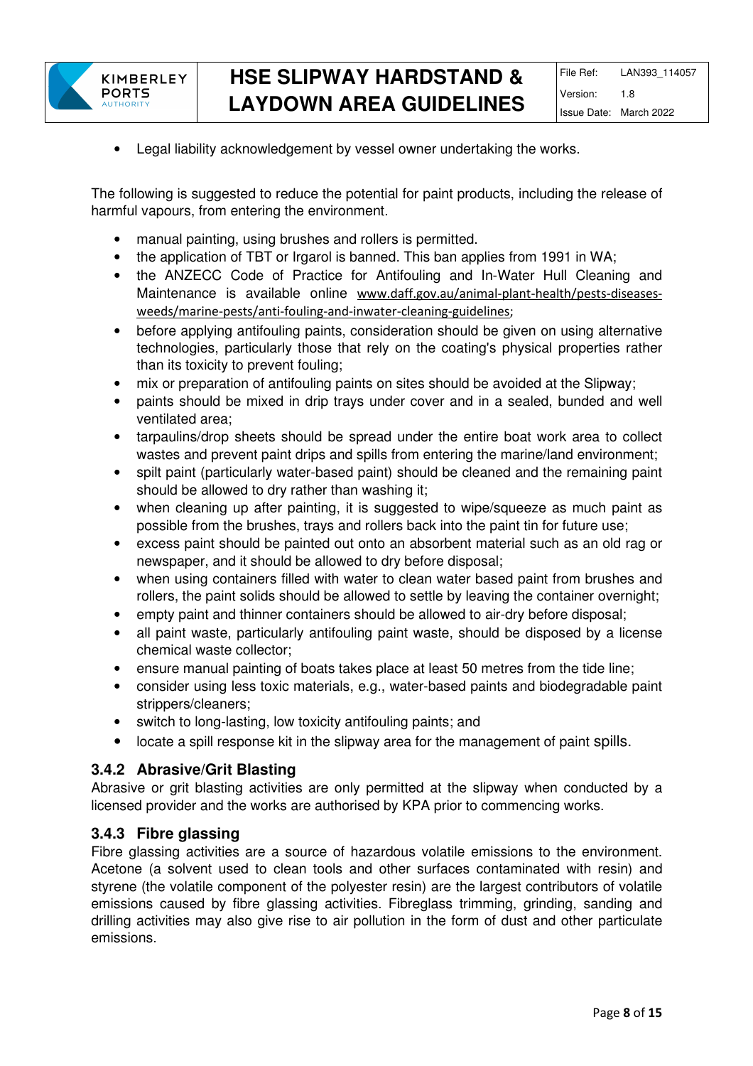- Legal liability acknowledgement by vessel owner undertaking the works.

The following is suggested to reduce the potential for paint products, including the release of harmful vapours, from entering the environment.

- manual painting, using brushes and rollers is permitted.
- the application of TBT or Irgarol is banned. This ban applies from 1991 in WA;
- the ANZECC Code of Practice for Antifouling and In-Water Hull Cleaning and Maintenance is available online www.daff.gov.au/animal-plant-health/pests-diseases-weeds/marine-pests/anti-fouling-and-inwater-cleaning-guidelines;
- before applying antifouling paints, consideration should be given on using alternative technologies, particularly those that rely on the coating's physical properties rather than its toxicity to prevent fouling;
- mix or preparation of antifouling paints on sites should be avoided at the Slipway;
- paints should be mixed in drip trays under cover and in a sealed, bunded and well ventilated area;
- tarpaulins/drop sheets should be spread under the entire boat work area to collect wastes and prevent paint drips and spills from entering the marine/land environment;
- spilt paint (particularly water-based paint) should be cleaned and the remaining paint should be allowed to dry rather than washing it;
- when cleaning up after painting, it is suggested to wipe/squeeze as much paint as possible from the brushes, trays and rollers back into the paint tin for future use;
- excess paint should be painted out onto an absorbent material such as an old rag or newspaper, and it should be allowed to dry before disposal;
- when using containers filled with water to clean water based paint from brushes and rollers, the paint solids should be allowed to settle by leaving the container overnight;
- empty paint and thinner containers should be allowed to air-dry before disposal;
- all paint waste, particularly antifouling paint waste, should be disposed by a license chemical waste collector;
- ensure manual painting of boats takes place at least 50 metres from the tide line;
- consider using less toxic materials, e.g., water-based paints and biodegradable paint strippers/cleaners;
- switch to long-lasting, low toxicity antifouling paints; and
- locate a spill response kit in the slipway area for the management of paint spills.

### 3.4.2 Abrasive/Grit Blasting

Abrasive or grit blasting activities are only permitted at the slipway when conducted by a licensed provider and the works are authorised by KPA prior to commencing works.

### 3.4.3 Fibre glassing

Fibre glassing activities are a source of hazardous volatile emissions to the environment. Acetone (a solvent used to clean tools and other surfaces contaminated with resin) and styrene (the volatile component of the polyester resin) are the largest contributors of volatile emissions caused by fibre glassing activities. Fibreglass trimming, grinding, sanding and drilling activities may also give rise to air pollution in the form of dust and other particulate emissions.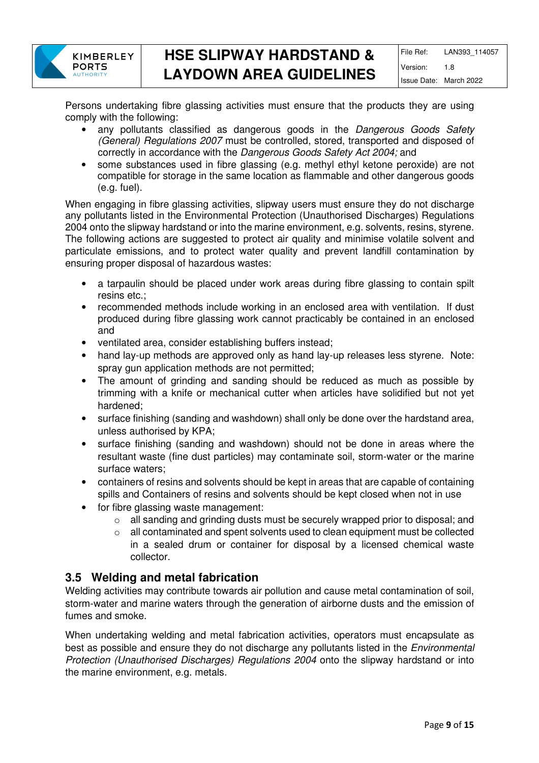Persons undertaking fibre glassing activities must ensure that the products they are using comply with the following:

- any pollutants classified as dangerous goods in the *Dangerous Goods Safety (General) Regulations 2007* must be controlled, stored, transported and disposed of correctly in accordance with the *Dangerous Goods Safety Act 2004;* and
- some substances used in fibre glassing (e.g. methyl ethyl ketone peroxide) are not compatible for storage in the same location as flammable and other dangerous goods (e.g. fuel).

When engaging in fibre glassing activities, slipway users must ensure they do not discharge any pollutants listed in the Environmental Protection (Unauthorised Discharges) Regulations 2004 onto the slipway hardstand or into the marine environment, e.g. solvents, resins, styrene. The following actions are suggested to protect air quality and minimise volatile solvent and particulate emissions, and to protect water quality and prevent landfill contamination by ensuring proper disposal of hazardous wastes:

- a tarpaulin should be placed under work areas during fibre glassing to contain spilt resins etc.;
- recommended methods include working in an enclosed area with ventilation. If dust produced during fibre glassing work cannot practicably be contained in an enclosed and
- ventilated area, consider establishing buffers instead;
- hand lay-up methods are approved only as hand lay-up releases less styrene. Note: spray gun application methods are not permitted;
- The amount of grinding and sanding should be reduced as much as possible by trimming with a knife or mechanical cutter when articles have solidified but not yet hardened;
- surface finishing (sanding and washdown) shall only be done over the hardstand area, unless authorised by KPA;
- surface finishing (sanding and washdown) should not be done in areas where the resultant waste (fine dust particles) may contaminate soil, storm-water or the marine surface waters;
- containers of resins and solvents should be kept in areas that are capable of containing spills and Containers of resins and solvents should be kept closed when not in use
- for fibre glassing waste management:
  - all sanding and grinding dusts must be securely wrapped prior to disposal; and
  - all contaminated and spent solvents used to clean equipment must be collected in a sealed drum or container for disposal by a licensed chemical waste collector.

## 3.5 Welding and metal fabrication

Welding activities may contribute towards air pollution and cause metal contamination of soil, storm-water and marine waters through the generation of airborne dusts and the emission of fumes and smoke.

When undertaking welding and metal fabrication activities, operators must encapsulate as best as possible and ensure they do not discharge any pollutants listed in the *Environmental Protection (Unauthorised Discharges) Regulations 2004* onto the slipway hardstand or into the marine environment, e.g. metals.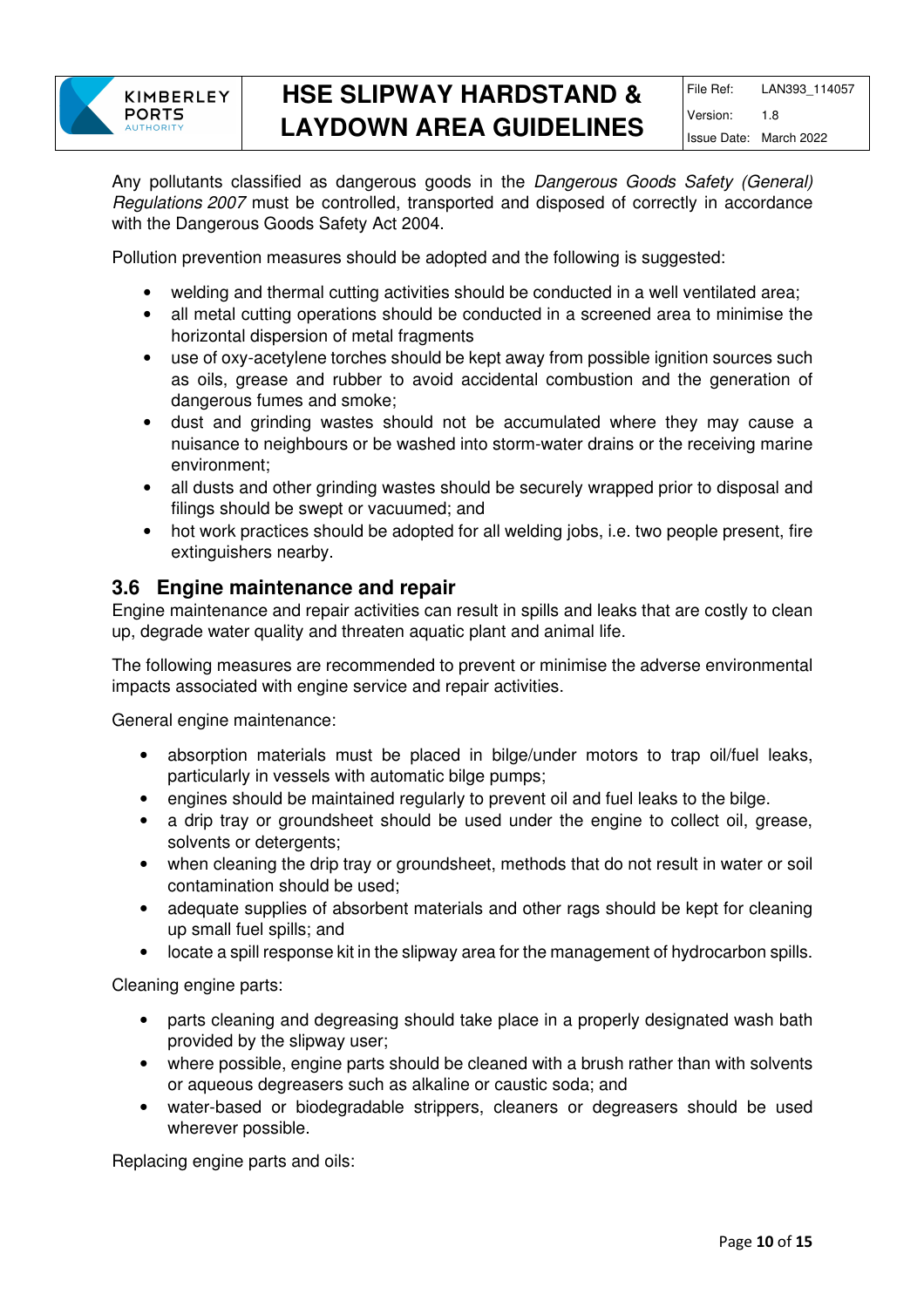Any pollutants classified as dangerous goods in the *Dangerous Goods Safety (General) Regulations 2007* must be controlled, transported and disposed of correctly in accordance with the Dangerous Goods Safety Act 2004.

Pollution prevention measures should be adopted and the following is suggested:

- welding and thermal cutting activities should be conducted in a well ventilated area;
- all metal cutting operations should be conducted in a screened area to minimise the horizontal dispersion of metal fragments
- use of oxy-acetylene torches should be kept away from possible ignition sources such as oils, grease and rubber to avoid accidental combustion and the generation of dangerous fumes and smoke;
- dust and grinding wastes should not be accumulated where they may cause a nuisance to neighbours or be washed into storm-water drains or the receiving marine environment;
- all dusts and other grinding wastes should be securely wrapped prior to disposal and filings should be swept or vacuumed; and
- hot work practices should be adopted for all welding jobs, i.e. two people present, fire extinguishers nearby.

### 3.6 Engine maintenance and repair

Engine maintenance and repair activities can result in spills and leaks that are costly to clean up, degrade water quality and threaten aquatic plant and animal life.

The following measures are recommended to prevent or minimise the adverse environmental impacts associated with engine service and repair activities.

General engine maintenance:

- absorption materials must be placed in bilge/under motors to trap oil/fuel leaks, particularly in vessels with automatic bilge pumps;
- engines should be maintained regularly to prevent oil and fuel leaks to the bilge.
- a drip tray or groundsheet should be used under the engine to collect oil, grease, solvents or detergents;
- when cleaning the drip tray or groundsheet, methods that do not result in water or soil contamination should be used;
- adequate supplies of absorbent materials and other rags should be kept for cleaning up small fuel spills; and
- locate a spill response kit in the slipway area for the management of hydrocarbon spills.

Cleaning engine parts:

- parts cleaning and degreasing should take place in a properly designated wash bath provided by the slipway user;
- where possible, engine parts should be cleaned with a brush rather than with solvents or aqueous degreasers such as alkaline or caustic soda; and
- water-based or biodegradable strippers, cleaners or degreasers should be used wherever possible.

Replacing engine parts and oils: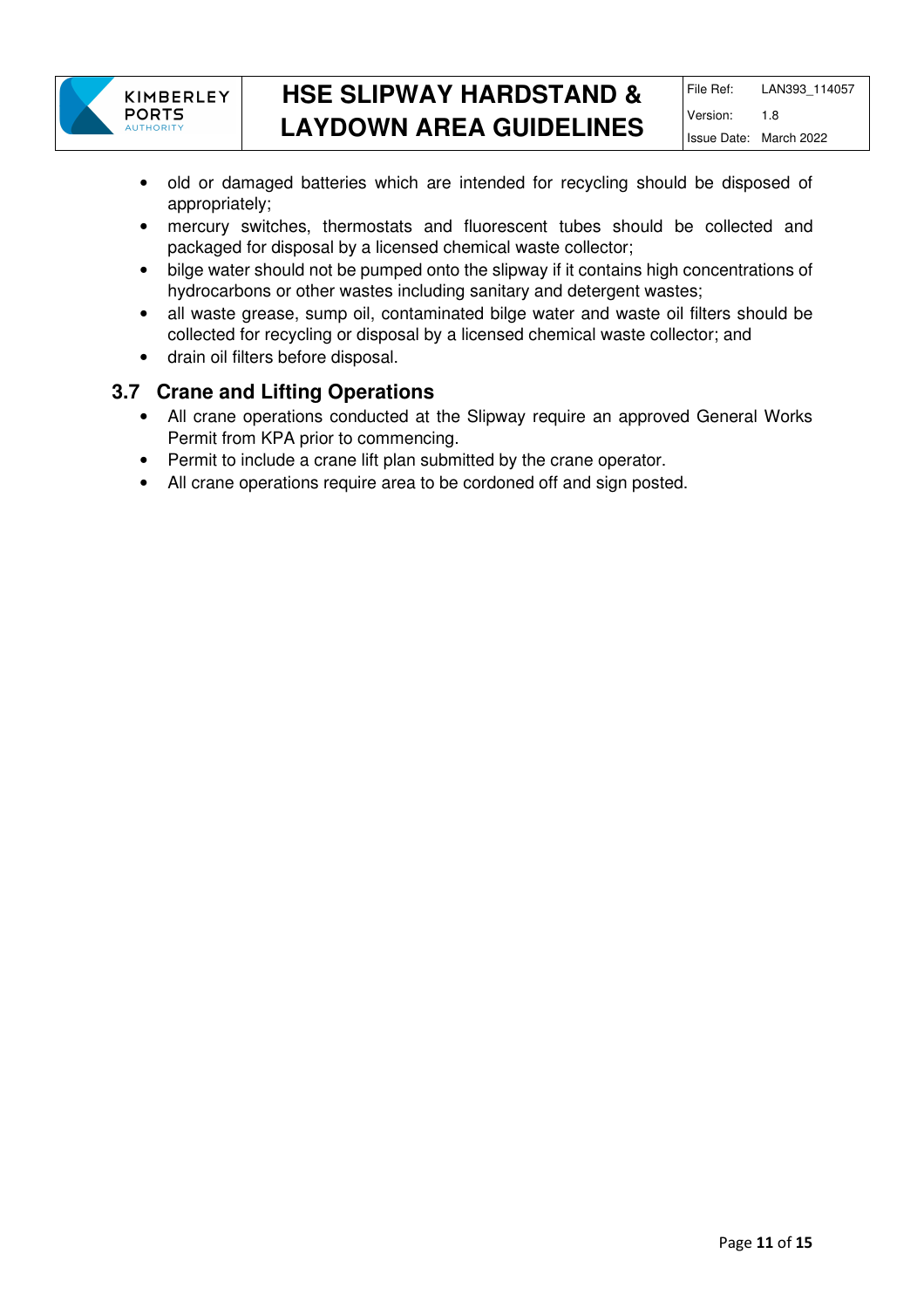- old or damaged batteries which are intended for recycling should be disposed of appropriately;
- mercury switches, thermostats and fluorescent tubes should be collected and packaged for disposal by a licensed chemical waste collector;
- bilge water should not be pumped onto the slipway if it contains high concentrations of hydrocarbons or other wastes including sanitary and detergent wastes;
- all waste grease, sump oil, contaminated bilge water and waste oil filters should be collected for recycling or disposal by a licensed chemical waste collector; and
- drain oil filters before disposal.

## 3.7 Crane and Lifting Operations

- All crane operations conducted at the Slipway require an approved General Works Permit from KPA prior to commencing.
- Permit to include a crane lift plan submitted by the crane operator.
- All crane operations require area to be cordoned off and sign posted.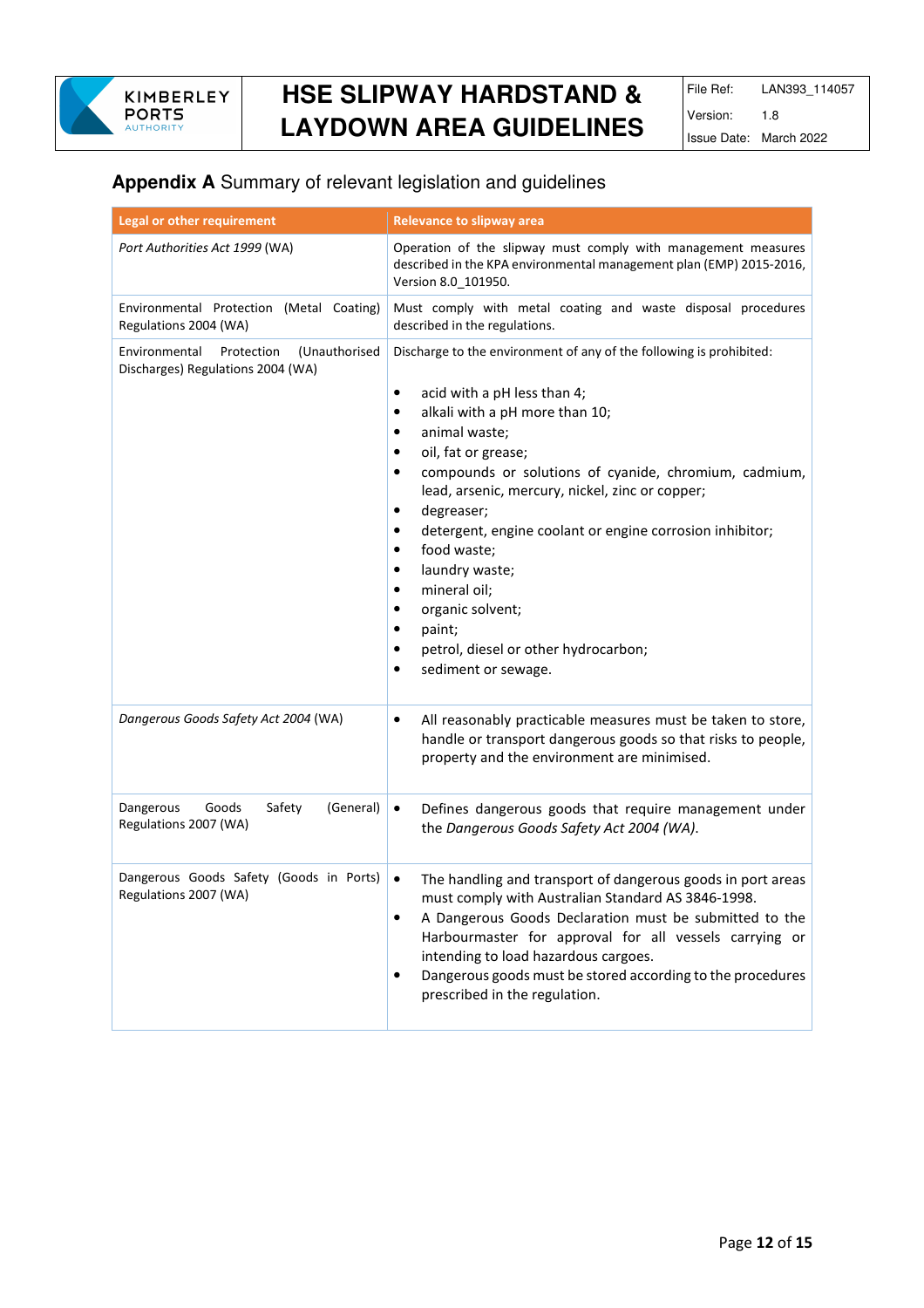## **Appendix A** Summary of relevant legislation and guidelines

| Legal or other requirement | Relevance to slipway area |
|---|---|
| *Port Authorities Act 1999* (WA) | Operation of the slipway must comply with management measures described in the KPA environmental management plan (EMP) 2015-2016, Version 8.0_101950. |
| Environmental Protection (Metal Coating) Regulations 2004 (WA) | Must comply with metal coating and waste disposal procedures described in the regulations. |
| Environmental Protection (Unauthorised Discharges) Regulations 2004 (WA) | Discharge to the environment of any of the following is prohibited:<br><br>• acid with a pH less than 4;<br>• alkali with a pH more than 10;<br>• animal waste;<br>• oil, fat or grease;<br>• compounds or solutions of cyanide, chromium, cadmium, lead, arsenic, mercury, nickel, zinc or copper;<br>• degreaser;<br>• detergent, engine coolant or engine corrosion inhibitor;<br>• food waste;<br>• laundry waste;<br>• mineral oil;<br>• organic solvent;<br>• paint;<br>• petrol, diesel or other hydrocarbon;<br>• sediment or sewage. |
| *Dangerous Goods Safety Act 2004* (WA) | • All reasonably practicable measures must be taken to store, handle or transport dangerous goods so that risks to people, property and the environment are minimised. |
| Dangerous Goods Safety (General) Regulations 2007 (WA) | • Defines dangerous goods that require management under the *Dangerous Goods Safety Act 2004 (WA)*. |
| Dangerous Goods Safety (Goods in Ports) Regulations 2007 (WA) | • The handling and transport of dangerous goods in port areas must comply with Australian Standard AS 3846-1998.<br>• A Dangerous Goods Declaration must be submitted to the Harbourmaster for approval for all vessels carrying or intending to load hazardous cargoes.<br>• Dangerous goods must be stored according to the procedures prescribed in the regulation. |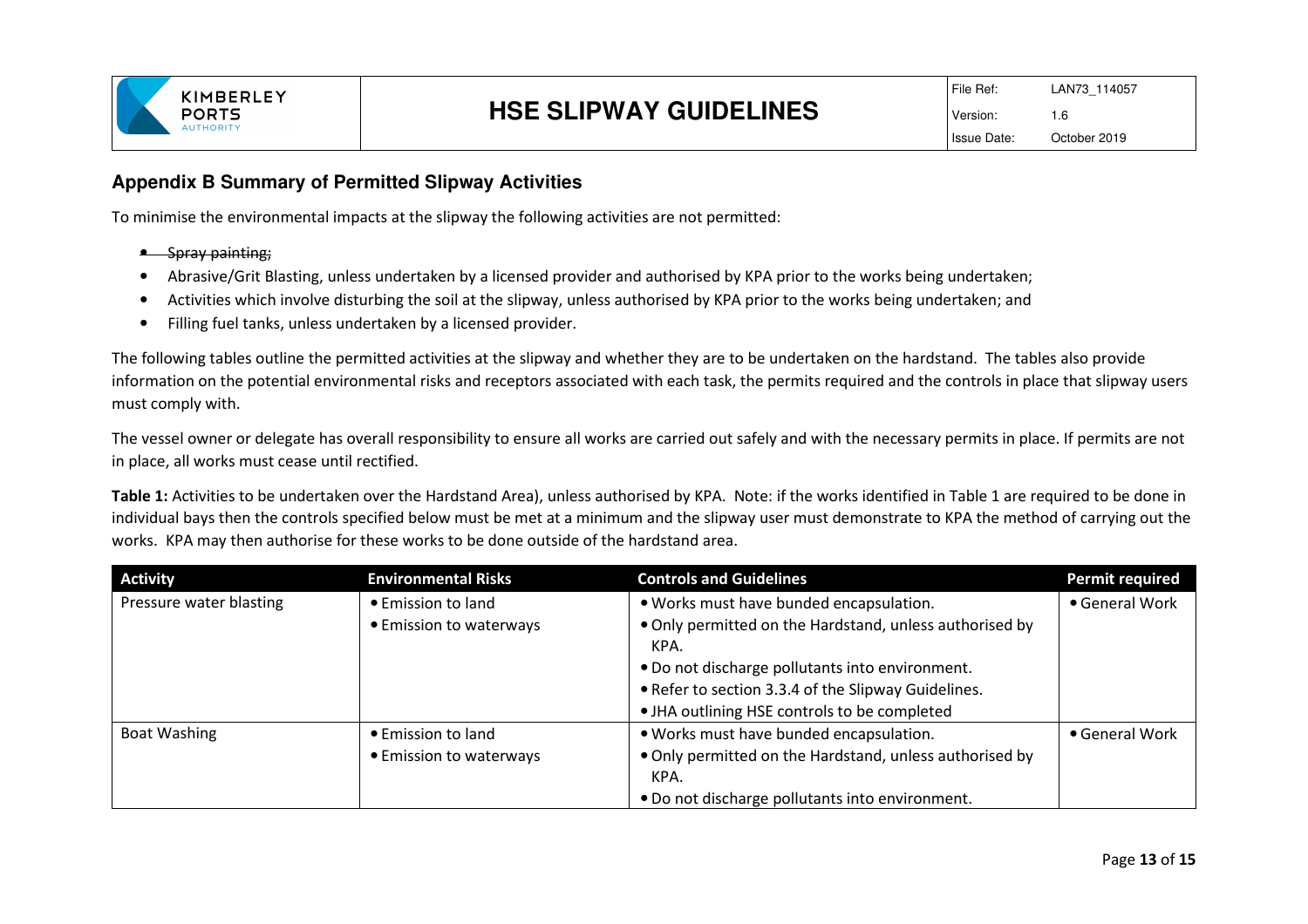## Appendix B Summary of Permitted Slipway Activities

To minimise the environmental impacts at the slipway the following activities are not permitted:

- ~~Spray painting;~~
- Abrasive/Grit Blasting, unless undertaken by a licensed provider and authorised by KPA prior to the works being undertaken;
- Activities which involve disturbing the soil at the slipway, unless authorised by KPA prior to the works being undertaken; and
- Filling fuel tanks, unless undertaken by a licensed provider.

The following tables outline the permitted activities at the slipway and whether they are to be undertaken on the hardstand. The tables also provide information on the potential environmental risks and receptors associated with each task, the permits required and the controls in place that slipway users must comply with.

The vessel owner or delegate has overall responsibility to ensure all works are carried out safely and with the necessary permits in place. If permits are not in place, all works must cease until rectified.

**Table 1:** Activities to be undertaken over the Hardstand Area), unless authorised by KPA. Note: if the works identified in Table 1 are required to be done in individual bays then the controls specified below must be met at a minimum and the slipway user must demonstrate to KPA the method of carrying out the works. KPA may then authorise for these works to be done outside of the hardstand area.

| Activity | Environmental Risks | Controls and Guidelines | Permit required |
|---|---|---|---|
| Pressure water blasting | • Emission to land<br>• Emission to waterways | • Works must have bunded encapsulation.<br>• Only permitted on the Hardstand, unless authorised by KPA.<br>• Do not discharge pollutants into environment.<br>• Refer to section 3.3.4 of the Slipway Guidelines.<br>• JHA outlining HSE controls to be completed | • General Work |
| Boat Washing | • Emission to land<br>• Emission to waterways | • Works must have bunded encapsulation.<br>• Only permitted on the Hardstand, unless authorised by KPA.<br>• Do not discharge pollutants into environment. | • General Work |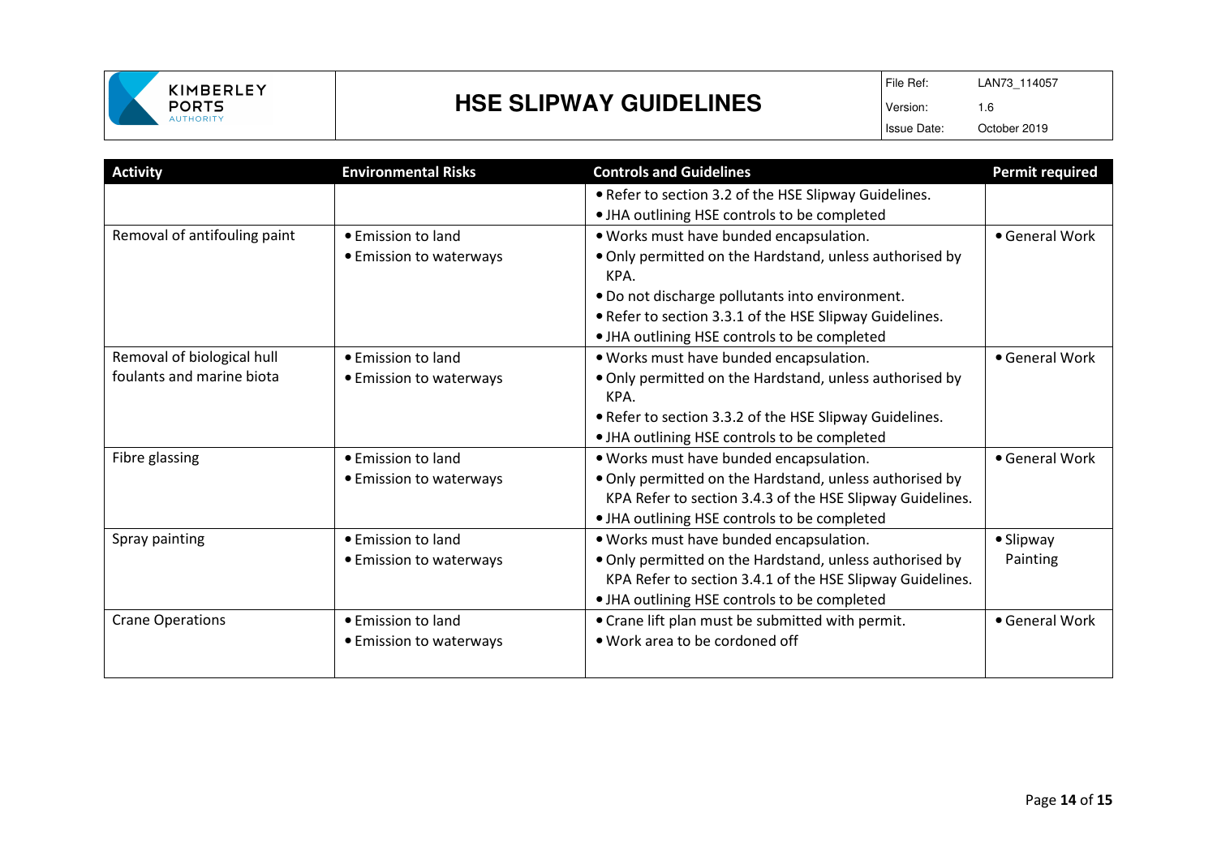| Activity | Environmental Risks | Controls and Guidelines | Permit required |
|---|---|---|---|
| | | • Refer to section 3.2 of the HSE Slipway Guidelines.<br>• JHA outlining HSE controls to be completed | |
| Removal of antifouling paint | • Emission to land<br>• Emission to waterways | • Works must have bunded encapsulation.<br>• Only permitted on the Hardstand, unless authorised by KPA.<br>• Do not discharge pollutants into environment.<br>• Refer to section 3.3.1 of the HSE Slipway Guidelines.<br>• JHA outlining HSE controls to be completed | • General Work |
| Removal of biological hull foulants and marine biota | • Emission to land<br>• Emission to waterways | • Works must have bunded encapsulation.<br>• Only permitted on the Hardstand, unless authorised by KPA.<br>• Refer to section 3.3.2 of the HSE Slipway Guidelines.<br>• JHA outlining HSE controls to be completed | • General Work |
| Fibre glassing | • Emission to land<br>• Emission to waterways | • Works must have bunded encapsulation.<br>• Only permitted on the Hardstand, unless authorised by KPA Refer to section 3.4.3 of the HSE Slipway Guidelines.<br>• JHA outlining HSE controls to be completed | • General Work |
| Spray painting | • Emission to land<br>• Emission to waterways | • Works must have bunded encapsulation.<br>• Only permitted on the Hardstand, unless authorised by KPA Refer to section 3.4.1 of the HSE Slipway Guidelines.<br>• JHA outlining HSE controls to be completed | • Slipway Painting |
| Crane Operations | • Emission to land<br>• Emission to waterways | • Crane lift plan must be submitted with permit.<br>• Work area to be cordoned off | • General Work |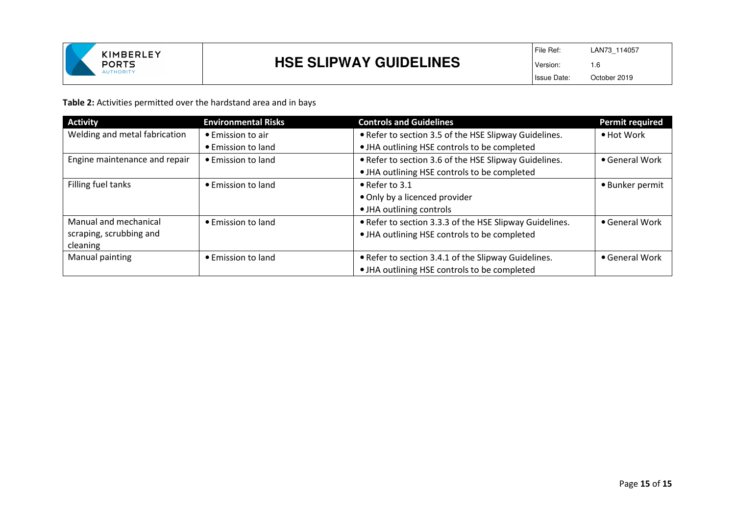**Table 2:** Activities permitted over the hardstand area and in bays

| Activity | Environmental Risks | Controls and Guidelines | Permit required |
|---|---|---|---|
| Welding and metal fabrication | • Emission to air<br>• Emission to land | • Refer to section 3.5 of the HSE Slipway Guidelines.<br>• JHA outlining HSE controls to be completed | • Hot Work |
| Engine maintenance and repair | • Emission to land | • Refer to section 3.6 of the HSE Slipway Guidelines.<br>• JHA outlining HSE controls to be completed | • General Work |
| Filling fuel tanks | • Emission to land | • Refer to 3.1<br>• Only by a licenced provider<br>• JHA outlining controls | • Bunker permit |
| Manual and mechanical scraping, scrubbing and cleaning | • Emission to land | • Refer to section 3.3.3 of the HSE Slipway Guidelines.<br>• JHA outlining HSE controls to be completed | • General Work |
| Manual painting | • Emission to land | • Refer to section 3.4.1 of the Slipway Guidelines.<br>• JHA outlining HSE controls to be completed | • General Work |